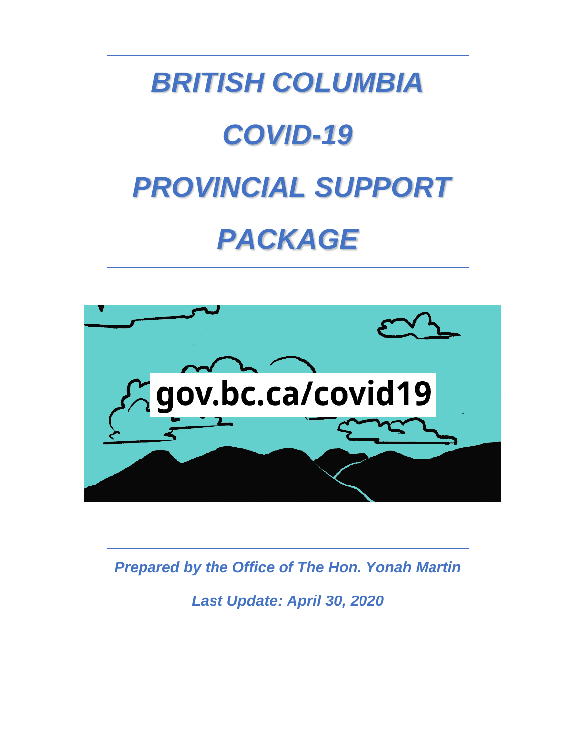# *BRITISH COLUMBIA*

# *COVID-19*

# *PROVINCIAL SUPPORT*

# *PACKAGE*

gov.bc.ca/covid19

***Prepared by the Office of The Hon. Yonah Martin***

***Last Update: April 30, 2020***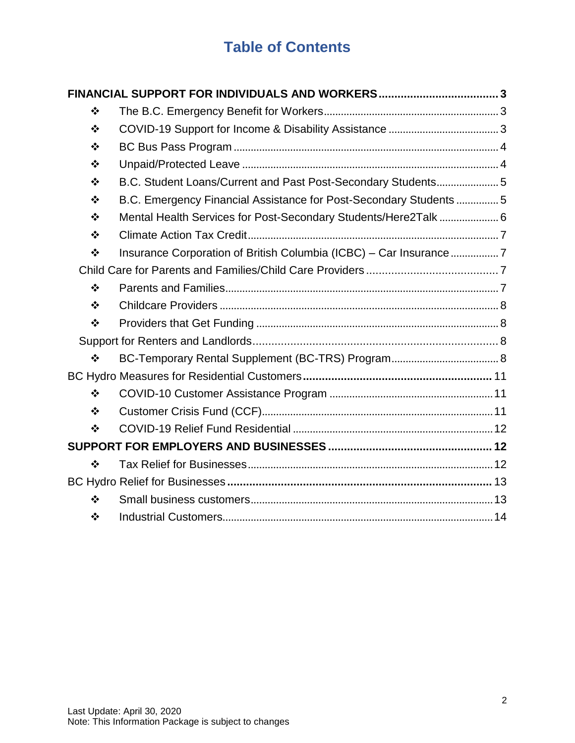# Table of Contents

**FINANCIAL SUPPORT FOR INDIVIDUALS AND WORKERS ... 3**

- ❖ The B.C. Emergency Benefit for Workers ... 3
- ❖ COVID-19 Support for Income & Disability Assistance ... 3
- ❖ BC Bus Pass Program ... 4
- ❖ Unpaid/Protected Leave ... 4
- ❖ B.C. Student Loans/Current and Past Post-Secondary Students ... 5
- ❖ B.C. Emergency Financial Assistance for Post-Secondary Students ... 5
- ❖ Mental Health Services for Post-Secondary Students/Here2Talk ... 6
- ❖ Climate Action Tax Credit ... 7
- ❖ Insurance Corporation of British Columbia (ICBC) – Car Insurance ... 7

Child Care for Parents and Families/Child Care Providers ... 7

- ❖ Parents and Families ... 7
- ❖ Childcare Providers ... 8
- ❖ Providers that Get Funding ... 8

Support for Renters and Landlords ... 8

- ❖ BC-Temporary Rental Supplement (BC-TRS) Program ... 8

BC Hydro Measures for Residential Customers ... 11

- ❖ COVID-10 Customer Assistance Program ... 11
- ❖ Customer Crisis Fund (CCF) ... 11
- ❖ COVID-19 Relief Fund Residential ... 12

**SUPPORT FOR EMPLOYERS AND BUSINESSES ... 12**

- ❖ Tax Relief for Businesses ... 12

BC Hydro Relief for Businesses ... 13

- ❖ Small business customers ... 13
- ❖ Industrial Customers ... 14

Last Update: April 30, 2020
Note: This Information Package is subject to changes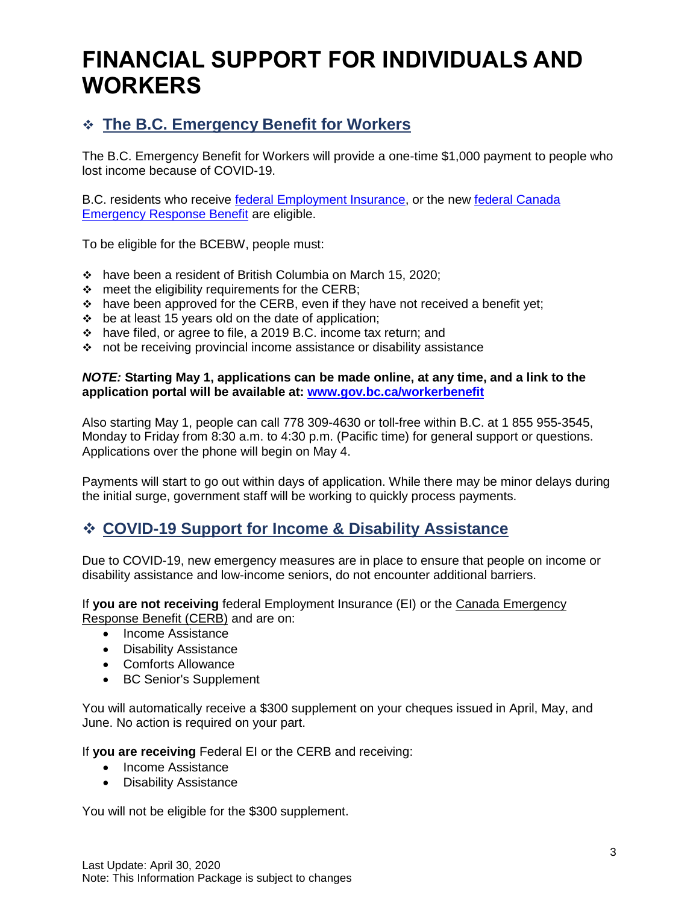# FINANCIAL SUPPORT FOR INDIVIDUALS AND WORKERS

## ❖ The B.C. Emergency Benefit for Workers

The B.C. Emergency Benefit for Workers will provide a one-time $1,000 payment to people who lost income because of COVID-19.

B.C. residents who receive federal Employment Insurance, or the new federal Canada Emergency Response Benefit are eligible.

To be eligible for the BCEBW, people must:

- ❖ have been a resident of British Columbia on March 15, 2020;
- ❖ meet the eligibility requirements for the CERB;
- ❖ have been approved for the CERB, even if they have not received a benefit yet;
- ❖ be at least 15 years old on the date of application;
- ❖ have filed, or agree to file, a 2019 B.C. income tax return; and
- ❖ not be receiving provincial income assistance or disability assistance

***NOTE:*** **Starting May 1, applications can be made online, at any time, and a link to the application portal will be available at: www.gov.bc.ca/workerbenefit**

Also starting May 1, people can call 778 309-4630 or toll-free within B.C. at 1 855 955-3545, Monday to Friday from 8:30 a.m. to 4:30 p.m. (Pacific time) for general support or questions. Applications over the phone will begin on May 4.

Payments will start to go out within days of application. While there may be minor delays during the initial surge, government staff will be working to quickly process payments.

## ❖ COVID-19 Support for Income & Disability Assistance

Due to COVID-19, new emergency measures are in place to ensure that people on income or disability assistance and low-income seniors, do not encounter additional barriers.

If **you are not receiving** federal Employment Insurance (EI) or the Canada Emergency Response Benefit (CERB) and are on:

- Income Assistance
- Disability Assistance
- Comforts Allowance
- BC Senior's Supplement

You will automatically receive a $300 supplement on your cheques issued in April, May, and June. No action is required on your part.

If **you are receiving** Federal EI or the CERB and receiving:

- Income Assistance
- Disability Assistance

You will not be eligible for the $300 supplement.

Last Update: April 30, 2020
Note: This Information Package is subject to changes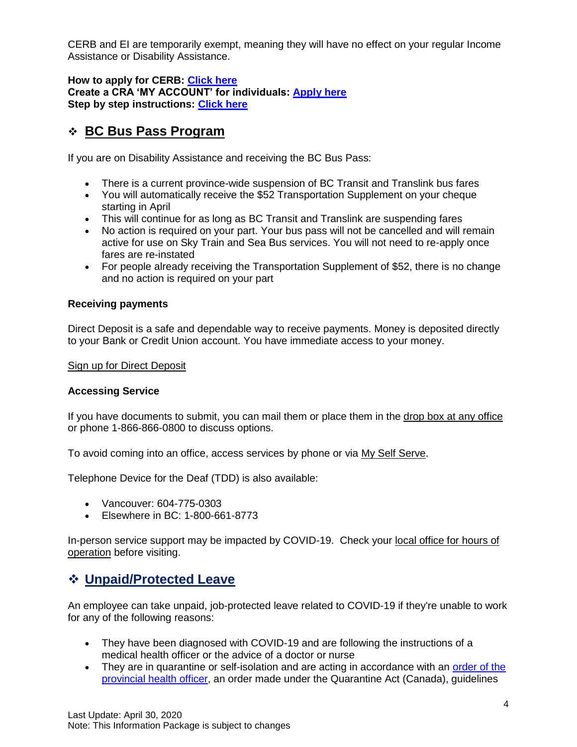CERB and EI are temporarily exempt, meaning they will have no effect on your regular Income Assistance or Disability Assistance.

**How to apply for CERB: Click here**
**Create a CRA 'MY ACCOUNT' for individuals: Apply here**
**Step by step instructions: Click here**

## ❖ BC Bus Pass Program

If you are on Disability Assistance and receiving the BC Bus Pass:

- There is a current province-wide suspension of BC Transit and Translink bus fares
- You will automatically receive the $52 Transportation Supplement on your cheque starting in April
- This will continue for as long as BC Transit and Translink are suspending fares
- No action is required on your part. Your bus pass will not be cancelled and will remain active for use on Sky Train and Sea Bus services. You will not need to re-apply once fares are re-instated
- For people already receiving the Transportation Supplement of $52, there is no change and no action is required on your part

### Receiving payments

Direct Deposit is a safe and dependable way to receive payments. Money is deposited directly to your Bank or Credit Union account. You have immediate access to your money.

Sign up for Direct Deposit

### Accessing Service

If you have documents to submit, you can mail them or place them in the drop box at any office or phone 1-866-866-0800 to discuss options.

To avoid coming into an office, access services by phone or via My Self Serve.

Telephone Device for the Deaf (TDD) is also available:

- Vancouver: 604-775-0303
- Elsewhere in BC: 1-800-661-8773

In-person service support may be impacted by COVID-19. Check your local office for hours of operation before visiting.

## ❖ Unpaid/Protected Leave

An employee can take unpaid, job-protected leave related to COVID-19 if they're unable to work for any of the following reasons:

- They have been diagnosed with COVID-19 and are following the instructions of a medical health officer or the advice of a doctor or nurse
- They are in quarantine or self-isolation and are acting in accordance with an order of the provincial health officer, an order made under the Quarantine Act (Canada), guidelines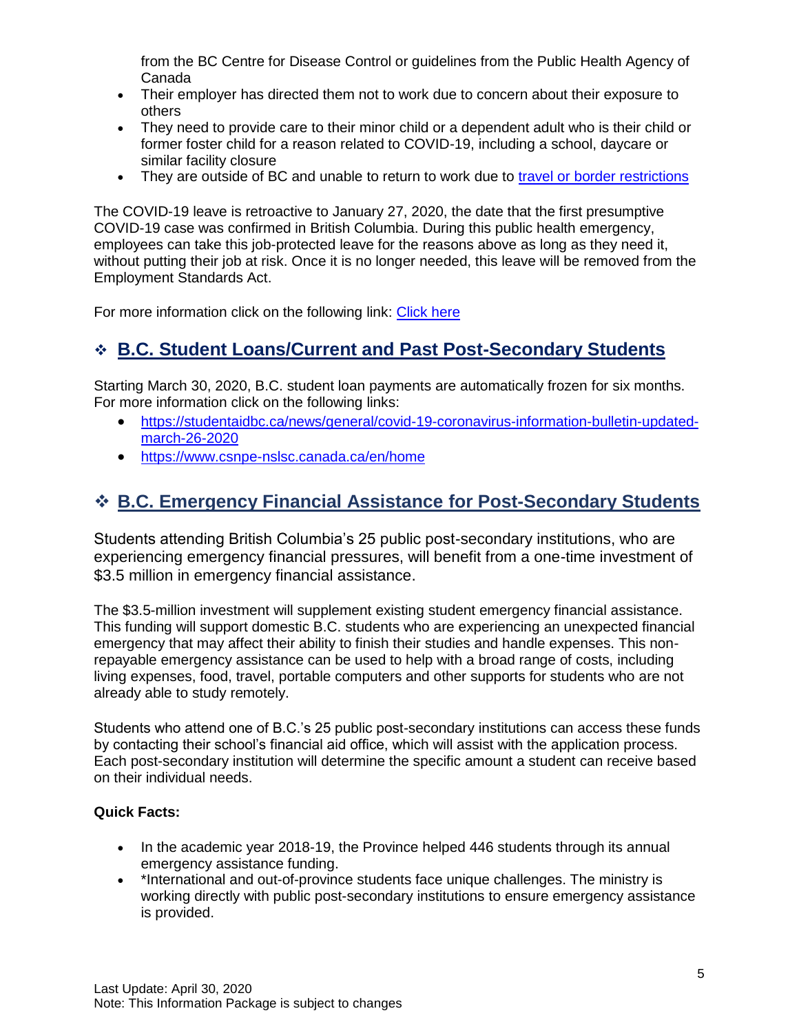from the BC Centre for Disease Control or guidelines from the Public Health Agency of Canada
- Their employer has directed them not to work due to concern about their exposure to others
- They need to provide care to their minor child or a dependent adult who is their child or former foster child for a reason related to COVID-19, including a school, daycare or similar facility closure
- They are outside of BC and unable to return to work due to travel or border restrictions

The COVID-19 leave is retroactive to January 27, 2020, the date that the first presumptive COVID-19 case was confirmed in British Columbia. During this public health emergency, employees can take this job-protected leave for the reasons above as long as they need it, without putting their job at risk. Once it is no longer needed, this leave will be removed from the Employment Standards Act.

For more information click on the following link: Click here

## ❖ B.C. Student Loans/Current and Past Post-Secondary Students

Starting March 30, 2020, B.C. student loan payments are automatically frozen for six months. For more information click on the following links:

- https://studentaidbc.ca/news/general/covid-19-coronavirus-information-bulletin-updated-march-26-2020
- https://www.csnpe-nslsc.canada.ca/en/home

## ❖ B.C. Emergency Financial Assistance for Post-Secondary Students

Students attending British Columbia's 25 public post-secondary institutions, who are experiencing emergency financial pressures, will benefit from a one-time investment of $3.5 million in emergency financial assistance.

The $3.5-million investment will supplement existing student emergency financial assistance. This funding will support domestic B.C. students who are experiencing an unexpected financial emergency that may affect their ability to finish their studies and handle expenses. This non-repayable emergency assistance can be used to help with a broad range of costs, including living expenses, food, travel, portable computers and other supports for students who are not already able to study remotely.

Students who attend one of B.C.'s 25 public post-secondary institutions can access these funds by contacting their school's financial aid office, which will assist with the application process. Each post-secondary institution will determine the specific amount a student can receive based on their individual needs.

**Quick Facts:**

- In the academic year 2018-19, the Province helped 446 students through its annual emergency assistance funding.
- *International and out-of-province students face unique challenges. The ministry is working directly with public post-secondary institutions to ensure emergency assistance is provided.

Last Update: April 30, 2020
Note: This Information Package is subject to changes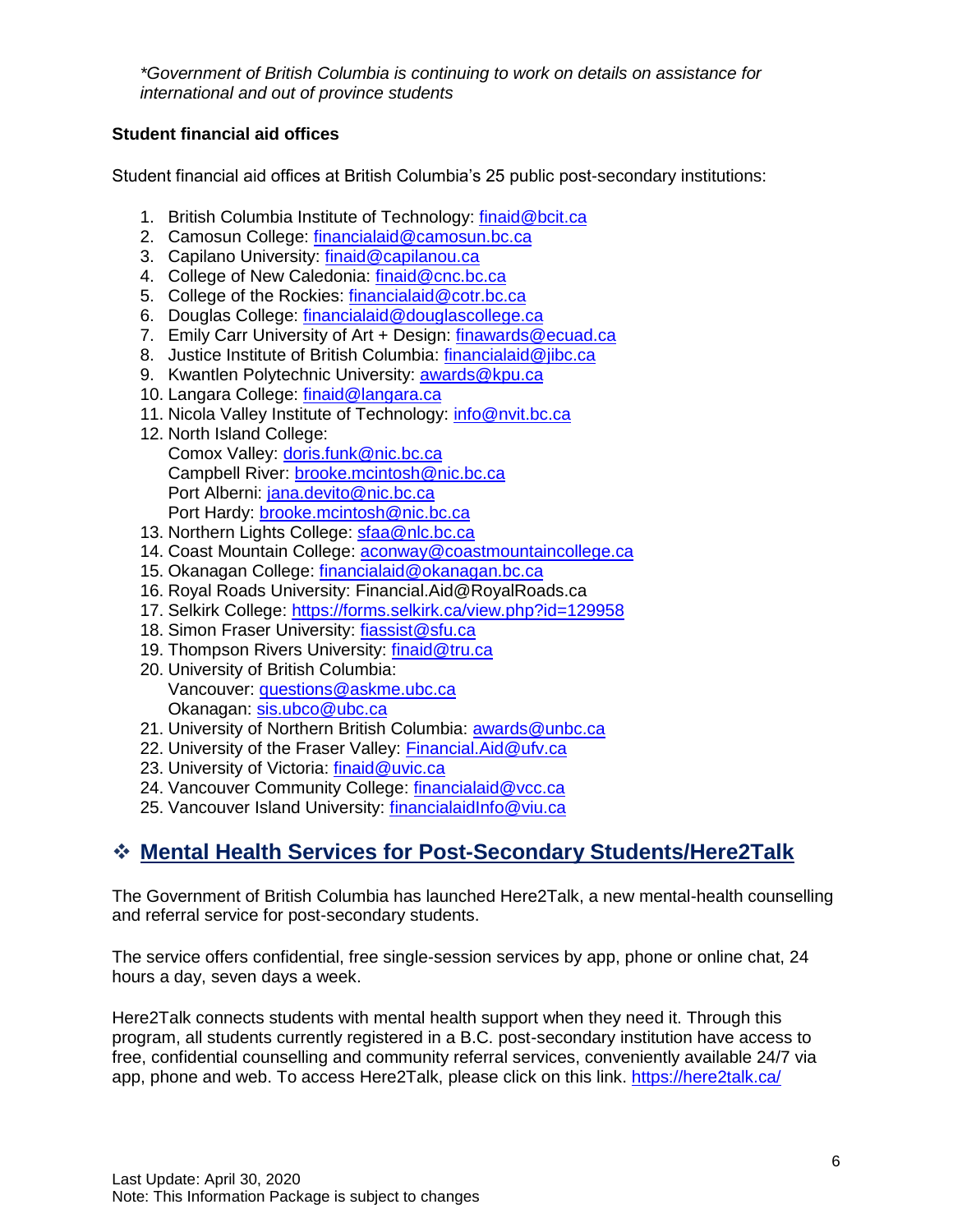*\*Government of British Columbia is continuing to work on details on assistance for international and out of province students*

**Student financial aid offices**

Student financial aid offices at British Columbia's 25 public post-secondary institutions:

1. British Columbia Institute of Technology: finaid@bcit.ca
2. Camosun College: financialaid@camosun.bc.ca
3. Capilano University: finaid@capilanou.ca
4. College of New Caledonia: finaid@cnc.bc.ca
5. College of the Rockies: financialaid@cotr.bc.ca
6. Douglas College: financialaid@douglascollege.ca
7. Emily Carr University of Art + Design: finawards@ecuad.ca
8. Justice Institute of British Columbia: financialaid@jibc.ca
9. Kwantlen Polytechnic University: awards@kpu.ca
10. Langara College: finaid@langara.ca
11. Nicola Valley Institute of Technology: info@nvit.bc.ca
12. North Island College:
    Comox Valley: doris.funk@nic.bc.ca
    Campbell River: brooke.mcintosh@nic.bc.ca
    Port Alberni: jana.devito@nic.bc.ca
    Port Hardy: brooke.mcintosh@nic.bc.ca
13. Northern Lights College: sfaa@nlc.bc.ca
14. Coast Mountain College: aconway@coastmountaincollege.ca
15. Okanagan College: financialaid@okanagan.bc.ca
16. Royal Roads University: Financial.Aid@RoyalRoads.ca
17. Selkirk College: https://forms.selkirk.ca/view.php?id=129958
18. Simon Fraser University: fiassist@sfu.ca
19. Thompson Rivers University: finaid@tru.ca
20. University of British Columbia:
    Vancouver: questions@askme.ubc.ca
    Okanagan: sis.ubco@ubc.ca
21. University of Northern British Columbia: awards@unbc.ca
22. University of the Fraser Valley: Financial.Aid@ufv.ca
23. University of Victoria: finaid@uvic.ca
24. Vancouver Community College: financialaid@vcc.ca
25. Vancouver Island University: financialaidInfo@viu.ca

## ❖ Mental Health Services for Post-Secondary Students/Here2Talk

The Government of British Columbia has launched Here2Talk, a new mental-health counselling and referral service for post-secondary students.

The service offers confidential, free single-session services by app, phone or online chat, 24 hours a day, seven days a week.

Here2Talk connects students with mental health support when they need it. Through this program, all students currently registered in a B.C. post-secondary institution have access to free, confidential counselling and community referral services, conveniently available 24/7 via app, phone and web. To access Here2Talk, please click on this link. https://here2talk.ca/

Last Update: April 30, 2020
Note: This Information Package is subject to changes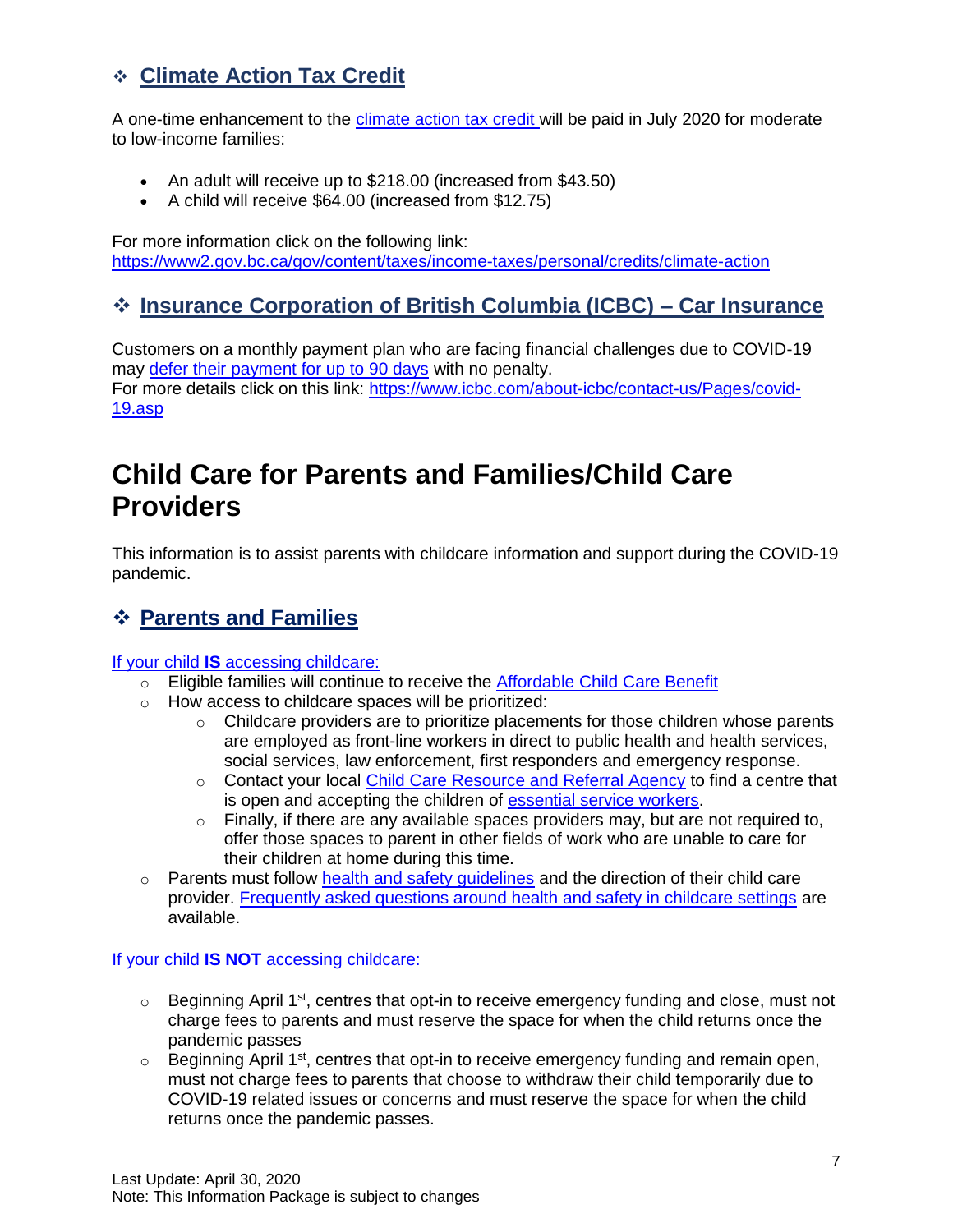## ❖ Climate Action Tax Credit

A one-time enhancement to the climate action tax credit will be paid in July 2020 for moderate to low-income families:

- An adult will receive up to $218.00 (increased from $43.50)
- A child will receive $64.00 (increased from $12.75)

For more information click on the following link:
https://www2.gov.bc.ca/gov/content/taxes/income-taxes/personal/credits/climate-action

## ❖ Insurance Corporation of British Columbia (ICBC) – Car Insurance

Customers on a monthly payment plan who are facing financial challenges due to COVID-19 may defer their payment for up to 90 days with no penalty.
For more details click on this link: https://www.icbc.com/about-icbc/contact-us/Pages/covid-19.asp

# Child Care for Parents and Families/Child Care Providers

This information is to assist parents with childcare information and support during the COVID-19 pandemic.

## ❖ Parents and Families

If your child **IS** accessing childcare:

- Eligible families will continue to receive the Affordable Child Care Benefit
- How access to childcare spaces will be prioritized:
  - Childcare providers are to prioritize placements for those children whose parents are employed as front-line workers in direct to public health and health services, social services, law enforcement, first responders and emergency response.
  - Contact your local Child Care Resource and Referral Agency to find a centre that is open and accepting the children of essential service workers.
  - Finally, if there are any available spaces providers may, but are not required to, offer those spaces to parent in other fields of work who are unable to care for their children at home during this time.
- Parents must follow health and safety guidelines and the direction of their child care provider. Frequently asked questions around health and safety in childcare settings are available.

If your child **IS NOT** accessing childcare:

- Beginning April 1st, centres that opt-in to receive emergency funding and close, must not charge fees to parents and must reserve the space for when the child returns once the pandemic passes
- Beginning April 1st, centres that opt-in to receive emergency funding and remain open, must not charge fees to parents that choose to withdraw their child temporarily due to COVID-19 related issues or concerns and must reserve the space for when the child returns once the pandemic passes.

Last Update: April 30, 2020
Note: This Information Package is subject to changes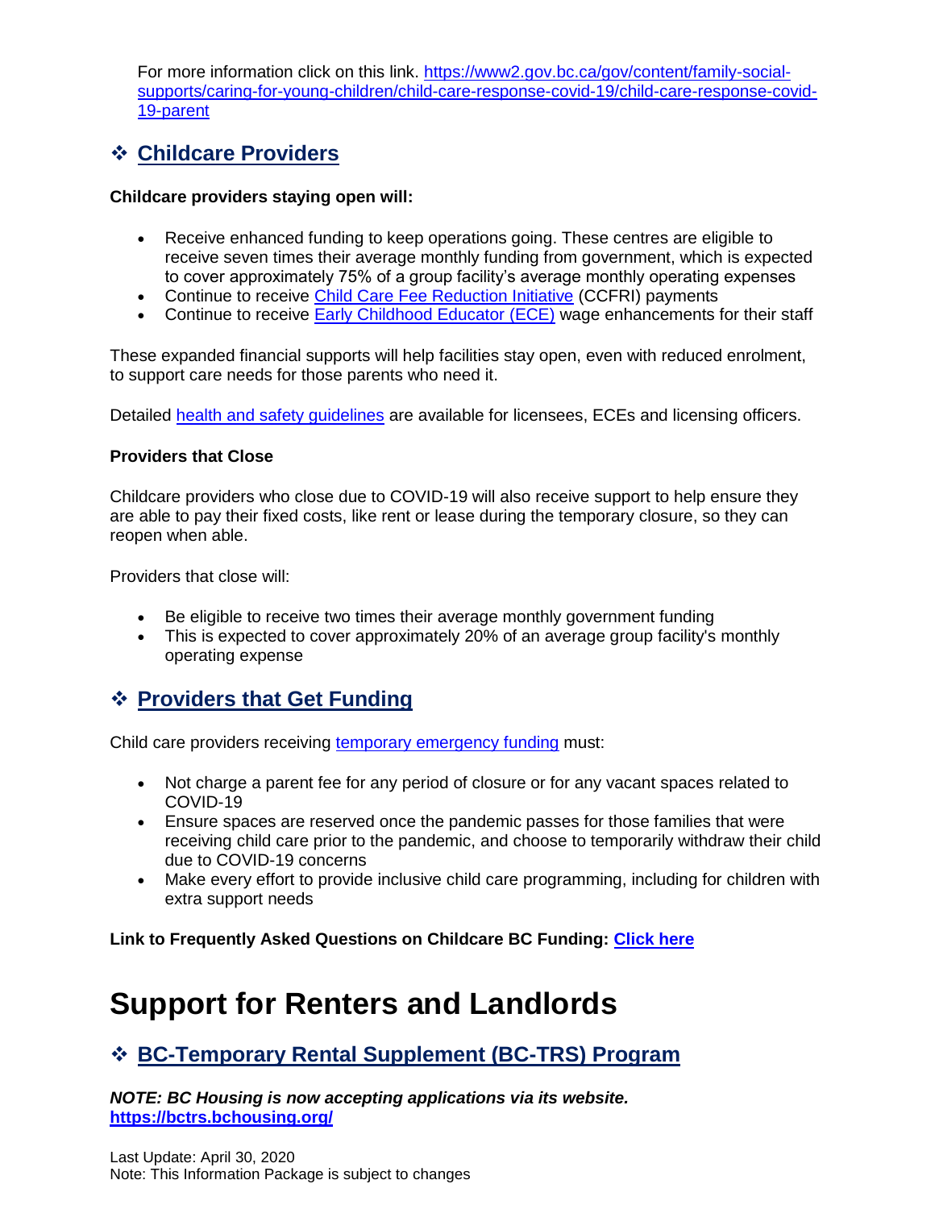For more information click on this link. [https://www2.gov.bc.ca/gov/content/family-social-supports/caring-for-young-children/child-care-response-covid-19/child-care-response-covid-19-parent](https://www2.gov.bc.ca/gov/content/family-social-supports/caring-for-young-children/child-care-response-covid-19/child-care-response-covid-19-parent)

## ❖ Childcare Providers

**Childcare providers staying open will:**

- Receive enhanced funding to keep operations going. These centres are eligible to receive seven times their average monthly funding from government, which is expected to cover approximately 75% of a group facility's average monthly operating expenses
- Continue to receive Child Care Fee Reduction Initiative (CCFRI) payments
- Continue to receive Early Childhood Educator (ECE) wage enhancements for their staff

These expanded financial supports will help facilities stay open, even with reduced enrolment, to support care needs for those parents who need it.

Detailed health and safety guidelines are available for licensees, ECEs and licensing officers.

**Providers that Close**

Childcare providers who close due to COVID-19 will also receive support to help ensure they are able to pay their fixed costs, like rent or lease during the temporary closure, so they can reopen when able.

Providers that close will:

- Be eligible to receive two times their average monthly government funding
- This is expected to cover approximately 20% of an average group facility's monthly operating expense

## ❖ Providers that Get Funding

Child care providers receiving temporary emergency funding must:

- Not charge a parent fee for any period of closure or for any vacant spaces related to COVID-19
- Ensure spaces are reserved once the pandemic passes for those families that were receiving child care prior to the pandemic, and choose to temporarily withdraw their child due to COVID-19 concerns
- Make every effort to provide inclusive child care programming, including for children with extra support needs

**Link to Frequently Asked Questions on Childcare BC Funding: Click here**

# Support for Renters and Landlords

## ❖ BC-Temporary Rental Supplement (BC-TRS) Program

***NOTE: BC Housing is now accepting applications via its website.***
**https://bctrs.bchousing.org/**

Last Update: April 30, 2020
Note: This Information Package is subject to changes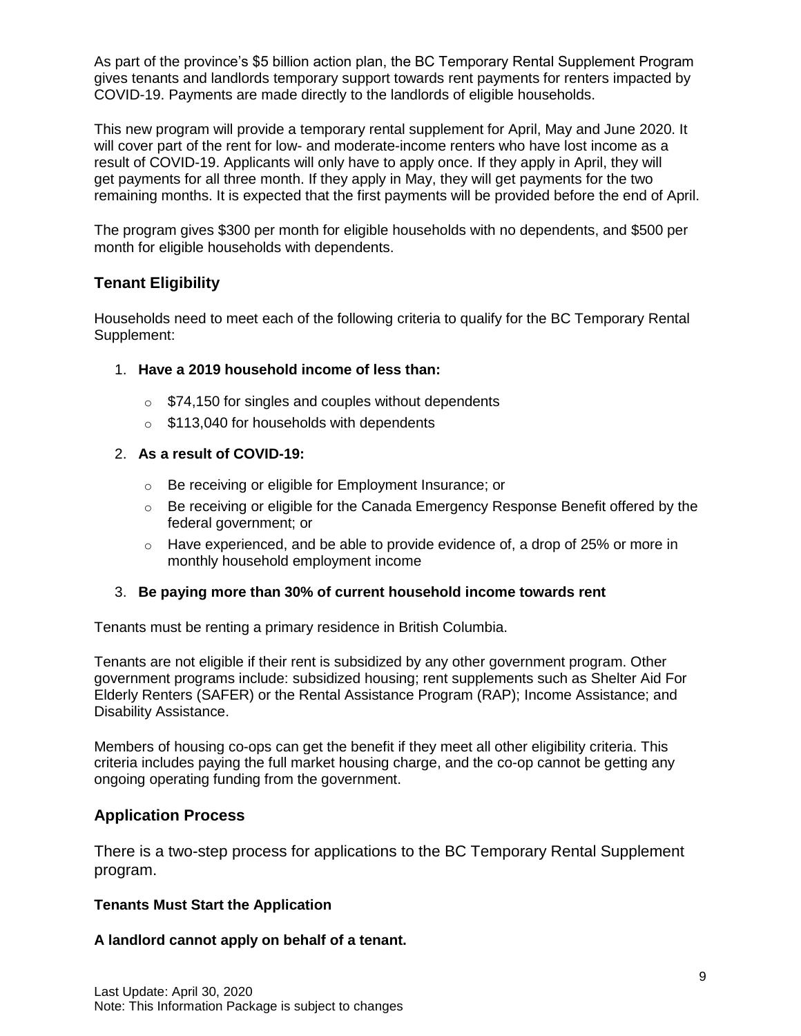As part of the province's $5 billion action plan, the BC Temporary Rental Supplement Program gives tenants and landlords temporary support towards rent payments for renters impacted by COVID-19. Payments are made directly to the landlords of eligible households.

This new program will provide a temporary rental supplement for April, May and June 2020. It will cover part of the rent for low- and moderate-income renters who have lost income as a result of COVID-19. Applicants will only have to apply once. If they apply in April, they will get payments for all three month. If they apply in May, they will get payments for the two remaining months. It is expected that the first payments will be provided before the end of April.

The program gives $300 per month for eligible households with no dependents, and $500 per month for eligible households with dependents.

## Tenant Eligibility

Households need to meet each of the following criteria to qualify for the BC Temporary Rental Supplement:

1. **Have a 2019 household income of less than:**
   - $74,150 for singles and couples without dependents
   - $113,040 for households with dependents
2. **As a result of COVID-19:**
   - Be receiving or eligible for Employment Insurance; or
   - Be receiving or eligible for the Canada Emergency Response Benefit offered by the federal government; or
   - Have experienced, and be able to provide evidence of, a drop of 25% or more in monthly household employment income
3. **Be paying more than 30% of current household income towards rent**

Tenants must be renting a primary residence in British Columbia.

Tenants are not eligible if their rent is subsidized by any other government program. Other government programs include: subsidized housing; rent supplements such as Shelter Aid For Elderly Renters (SAFER) or the Rental Assistance Program (RAP); Income Assistance; and Disability Assistance.

Members of housing co-ops can get the benefit if they meet all other eligibility criteria. This criteria includes paying the full market housing charge, and the co-op cannot be getting any ongoing operating funding from the government.

## Application Process

There is a two-step process for applications to the BC Temporary Rental Supplement program.

**Tenants Must Start the Application**

**A landlord cannot apply on behalf of a tenant.**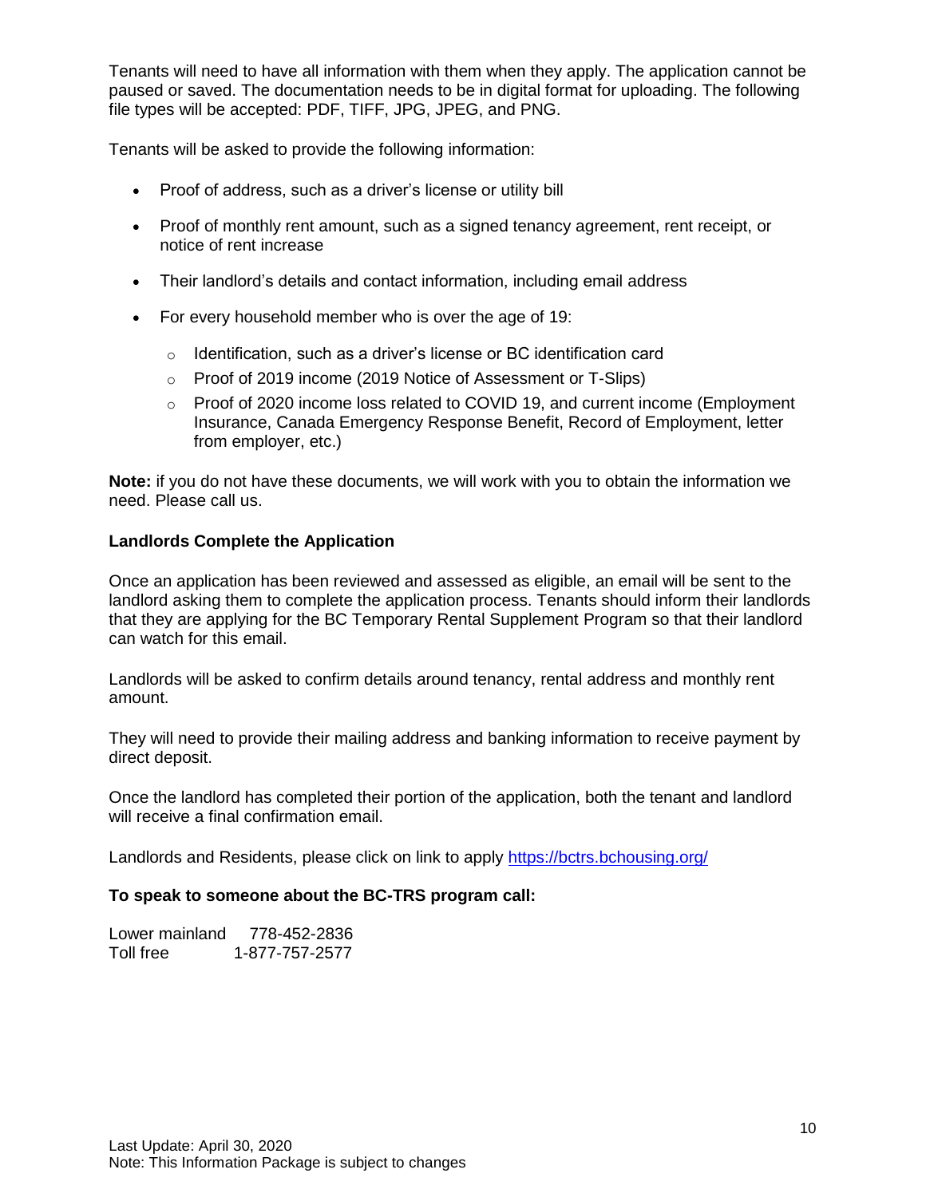Tenants will need to have all information with them when they apply. The application cannot be paused or saved. The documentation needs to be in digital format for uploading. The following file types will be accepted: PDF, TIFF, JPG, JPEG, and PNG.

Tenants will be asked to provide the following information:

- Proof of address, such as a driver's license or utility bill
- Proof of monthly rent amount, such as a signed tenancy agreement, rent receipt, or notice of rent increase
- Their landlord's details and contact information, including email address
- For every household member who is over the age of 19:
  - Identification, such as a driver's license or BC identification card
  - Proof of 2019 income (2019 Notice of Assessment or T-Slips)
  - Proof of 2020 income loss related to COVID 19, and current income (Employment Insurance, Canada Emergency Response Benefit, Record of Employment, letter from employer, etc.)

**Note:** if you do not have these documents, we will work with you to obtain the information we need. Please call us.

**Landlords Complete the Application**

Once an application has been reviewed and assessed as eligible, an email will be sent to the landlord asking them to complete the application process. Tenants should inform their landlords that they are applying for the BC Temporary Rental Supplement Program so that their landlord can watch for this email.

Landlords will be asked to confirm details around tenancy, rental address and monthly rent amount.

They will need to provide their mailing address and banking information to receive payment by direct deposit.

Once the landlord has completed their portion of the application, both the tenant and landlord will receive a final confirmation email.

Landlords and Residents, please click on link to apply https://bctrs.bchousing.org/

**To speak to someone about the BC-TRS program call:**

Lower mainland 778-452-2836
Toll free 1-877-757-2577

Last Update: April 30, 2020
Note: This Information Package is subject to changes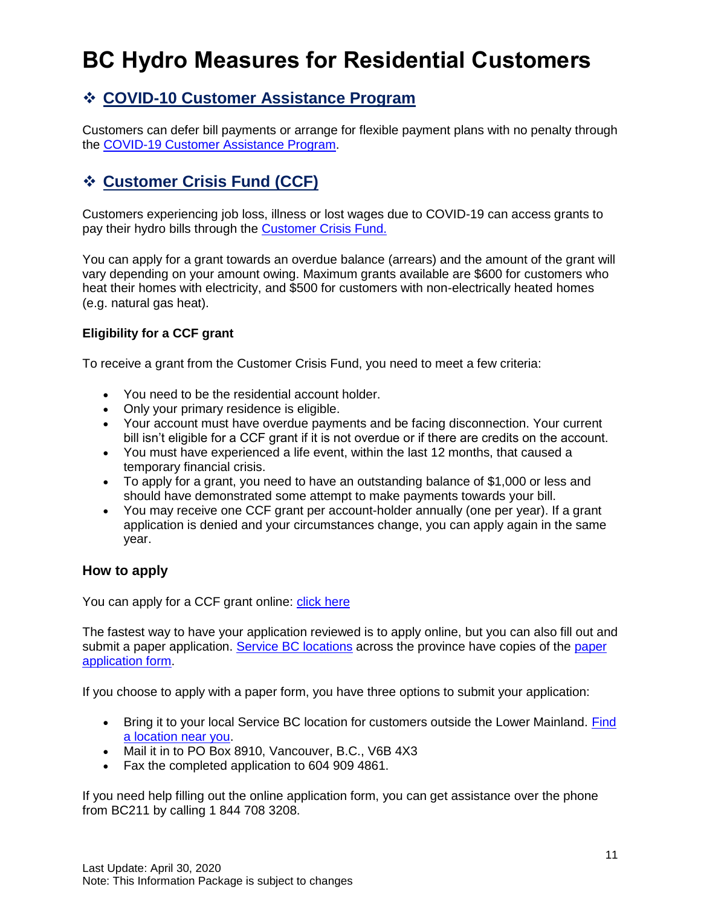# BC Hydro Measures for Residential Customers

## ❖ COVID-10 Customer Assistance Program

Customers can defer bill payments or arrange for flexible payment plans with no penalty through the COVID-19 Customer Assistance Program.

## ❖ Customer Crisis Fund (CCF)

Customers experiencing job loss, illness or lost wages due to COVID-19 can access grants to pay their hydro bills through the Customer Crisis Fund.

You can apply for a grant towards an overdue balance (arrears) and the amount of the grant will vary depending on your amount owing. Maximum grants available are $600 for customers who heat their homes with electricity, and $500 for customers with non-electrically heated homes (e.g. natural gas heat).

**Eligibility for a CCF grant**

To receive a grant from the Customer Crisis Fund, you need to meet a few criteria:

- You need to be the residential account holder.
- Only your primary residence is eligible.
- Your account must have overdue payments and be facing disconnection. Your current bill isn't eligible for a CCF grant if it is not overdue or if there are credits on the account.
- You must have experienced a life event, within the last 12 months, that caused a temporary financial crisis.
- To apply for a grant, you need to have an outstanding balance of $1,000 or less and should have demonstrated some attempt to make payments towards your bill.
- You may receive one CCF grant per account-holder annually (one per year). If a grant application is denied and your circumstances change, you can apply again in the same year.

### How to apply

You can apply for a CCF grant online: click here

The fastest way to have your application reviewed is to apply online, but you can also fill out and submit a paper application. Service BC locations across the province have copies of the paper application form.

If you choose to apply with a paper form, you have three options to submit your application:

- Bring it to your local Service BC location for customers outside the Lower Mainland. Find a location near you.
- Mail it in to PO Box 8910, Vancouver, B.C., V6B 4X3
- Fax the completed application to 604 909 4861.

If you need help filling out the online application form, you can get assistance over the phone from BC211 by calling 1 844 708 3208.

Last Update: April 30, 2020
Note: This Information Package is subject to changes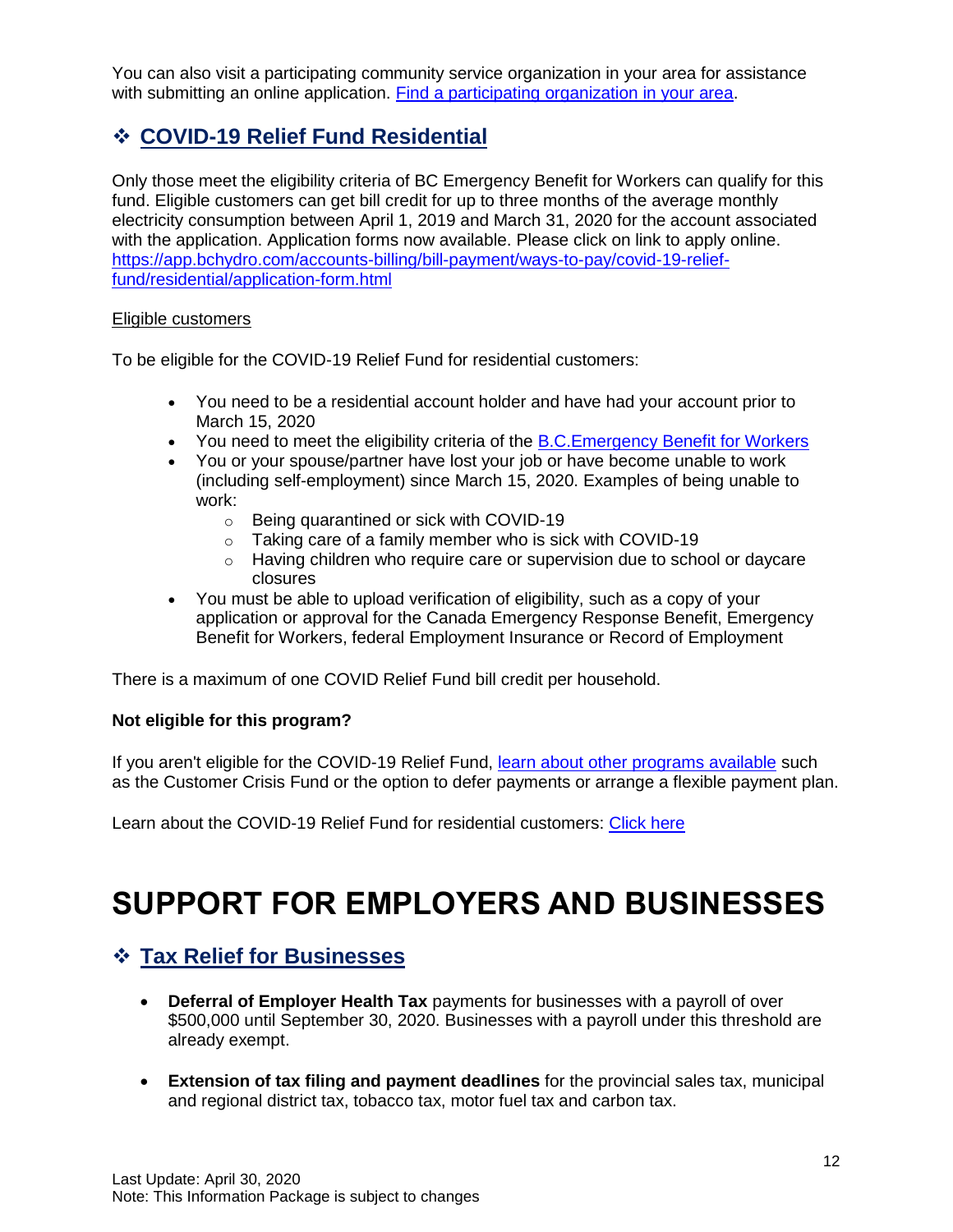You can also visit a participating community service organization in your area for assistance with submitting an online application. [Find a participating organization in your area](#).

## ❖ COVID-19 Relief Fund Residential

Only those meet the eligibility criteria of BC Emergency Benefit for Workers can qualify for this fund. Eligible customers can get bill credit for up to three months of the average monthly electricity consumption between April 1, 2019 and March 31, 2020 for the account associated with the application. Application forms now available. Please click on link to apply online. https://app.bchydro.com/accounts-billing/bill-payment/ways-to-pay/covid-19-relief-fund/residential/application-form.html

Eligible customers

To be eligible for the COVID-19 Relief Fund for residential customers:

- You need to be a residential account holder and have had your account prior to March 15, 2020
- You need to meet the eligibility criteria of the [B.C.Emergency Benefit for Workers](#)
- You or your spouse/partner have lost your job or have become unable to work (including self-employment) since March 15, 2020. Examples of being unable to work:
  - Being quarantined or sick with COVID-19
  - Taking care of a family member who is sick with COVID-19
  - Having children who require care or supervision due to school or daycare closures
- You must be able to upload verification of eligibility, such as a copy of your application or approval for the Canada Emergency Response Benefit, Emergency Benefit for Workers, federal Employment Insurance or Record of Employment

There is a maximum of one COVID Relief Fund bill credit per household.

**Not eligible for this program?**

If you aren't eligible for the COVID-19 Relief Fund, [learn about other programs available](#) such as the Customer Crisis Fund or the option to defer payments or arrange a flexible payment plan.

Learn about the COVID-19 Relief Fund for residential customers: [Click here](#)

# SUPPORT FOR EMPLOYERS AND BUSINESSES

## ❖ Tax Relief for Businesses

- **Deferral of Employer Health Tax** payments for businesses with a payroll of over $500,000 until September 30, 2020. Businesses with a payroll under this threshold are already exempt.

- **Extension of tax filing and payment deadlines** for the provincial sales tax, municipal and regional district tax, tobacco tax, motor fuel tax and carbon tax.

Last Update: April 30, 2020
Note: This Information Package is subject to changes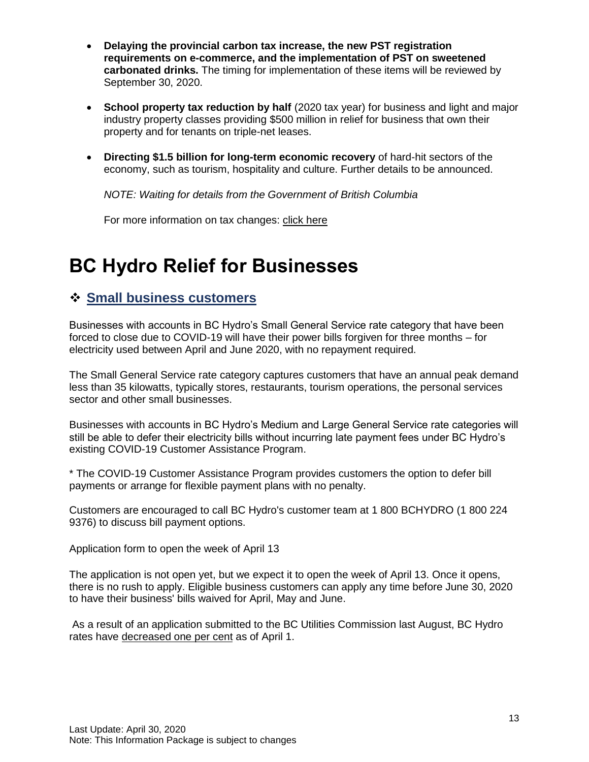- **Delaying the provincial carbon tax increase, the new PST registration requirements on e-commerce, and the implementation of PST on sweetened carbonated drinks.** The timing for implementation of these items will be reviewed by September 30, 2020.

- **School property tax reduction by half** (2020 tax year) for business and light and major industry property classes providing $500 million in relief for business that own their property and for tenants on triple-net leases.

- **Directing $1.5 billion for long-term economic recovery** of hard-hit sectors of the economy, such as tourism, hospitality and culture. Further details to be announced.

  *NOTE: Waiting for details from the Government of British Columbia*

  For more information on tax changes: click here

# BC Hydro Relief for Businesses

## ❖ Small business customers

Businesses with accounts in BC Hydro's Small General Service rate category that have been forced to close due to COVID-19 will have their power bills forgiven for three months – for electricity used between April and June 2020, with no repayment required.

The Small General Service rate category captures customers that have an annual peak demand less than 35 kilowatts, typically stores, restaurants, tourism operations, the personal services sector and other small businesses.

Businesses with accounts in BC Hydro's Medium and Large General Service rate categories will still be able to defer their electricity bills without incurring late payment fees under BC Hydro's existing COVID-19 Customer Assistance Program.

* The COVID-19 Customer Assistance Program provides customers the option to defer bill payments or arrange for flexible payment plans with no penalty.

Customers are encouraged to call BC Hydro's customer team at 1 800 BCHYDRO (1 800 224 9376) to discuss bill payment options.

Application form to open the week of April 13

The application is not open yet, but we expect it to open the week of April 13. Once it opens, there is no rush to apply. Eligible business customers can apply any time before June 30, 2020 to have their business' bills waived for April, May and June.

As a result of an application submitted to the BC Utilities Commission last August, BC Hydro rates have decreased one per cent as of April 1.

Last Update: April 30, 2020
Note: This Information Package is subject to changes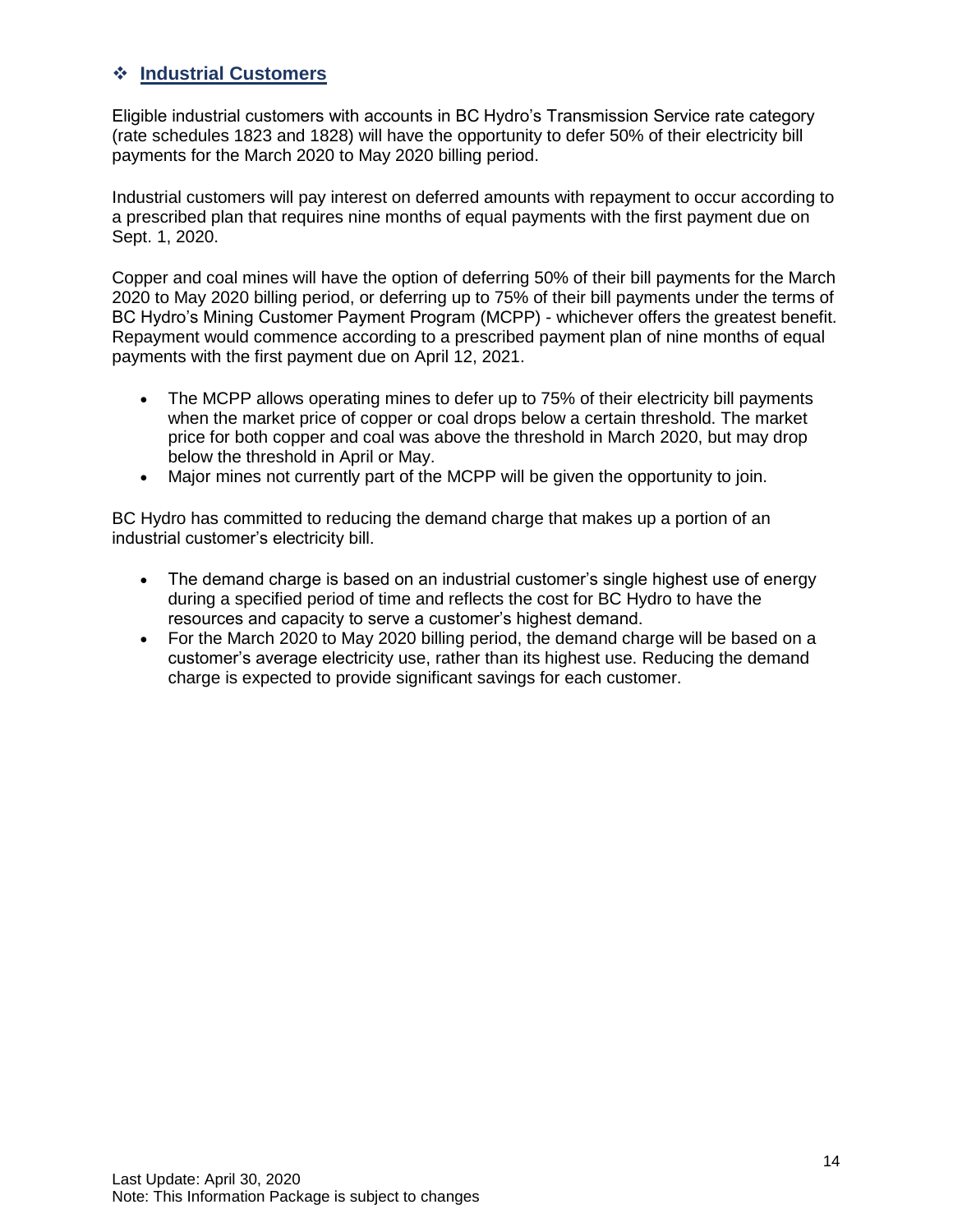## Industrial Customers

Eligible industrial customers with accounts in BC Hydro's Transmission Service rate category (rate schedules 1823 and 1828) will have the opportunity to defer 50% of their electricity bill payments for the March 2020 to May 2020 billing period.

Industrial customers will pay interest on deferred amounts with repayment to occur according to a prescribed plan that requires nine months of equal payments with the first payment due on Sept. 1, 2020.

Copper and coal mines will have the option of deferring 50% of their bill payments for the March 2020 to May 2020 billing period, or deferring up to 75% of their bill payments under the terms of BC Hydro's Mining Customer Payment Program (MCPP) - whichever offers the greatest benefit. Repayment would commence according to a prescribed payment plan of nine months of equal payments with the first payment due on April 12, 2021.

- The MCPP allows operating mines to defer up to 75% of their electricity bill payments when the market price of copper or coal drops below a certain threshold. The market price for both copper and coal was above the threshold in March 2020, but may drop below the threshold in April or May.
- Major mines not currently part of the MCPP will be given the opportunity to join.

BC Hydro has committed to reducing the demand charge that makes up a portion of an industrial customer's electricity bill.

- The demand charge is based on an industrial customer's single highest use of energy during a specified period of time and reflects the cost for BC Hydro to have the resources and capacity to serve a customer's highest demand.
- For the March 2020 to May 2020 billing period, the demand charge will be based on a customer's average electricity use, rather than its highest use. Reducing the demand charge is expected to provide significant savings for each customer.